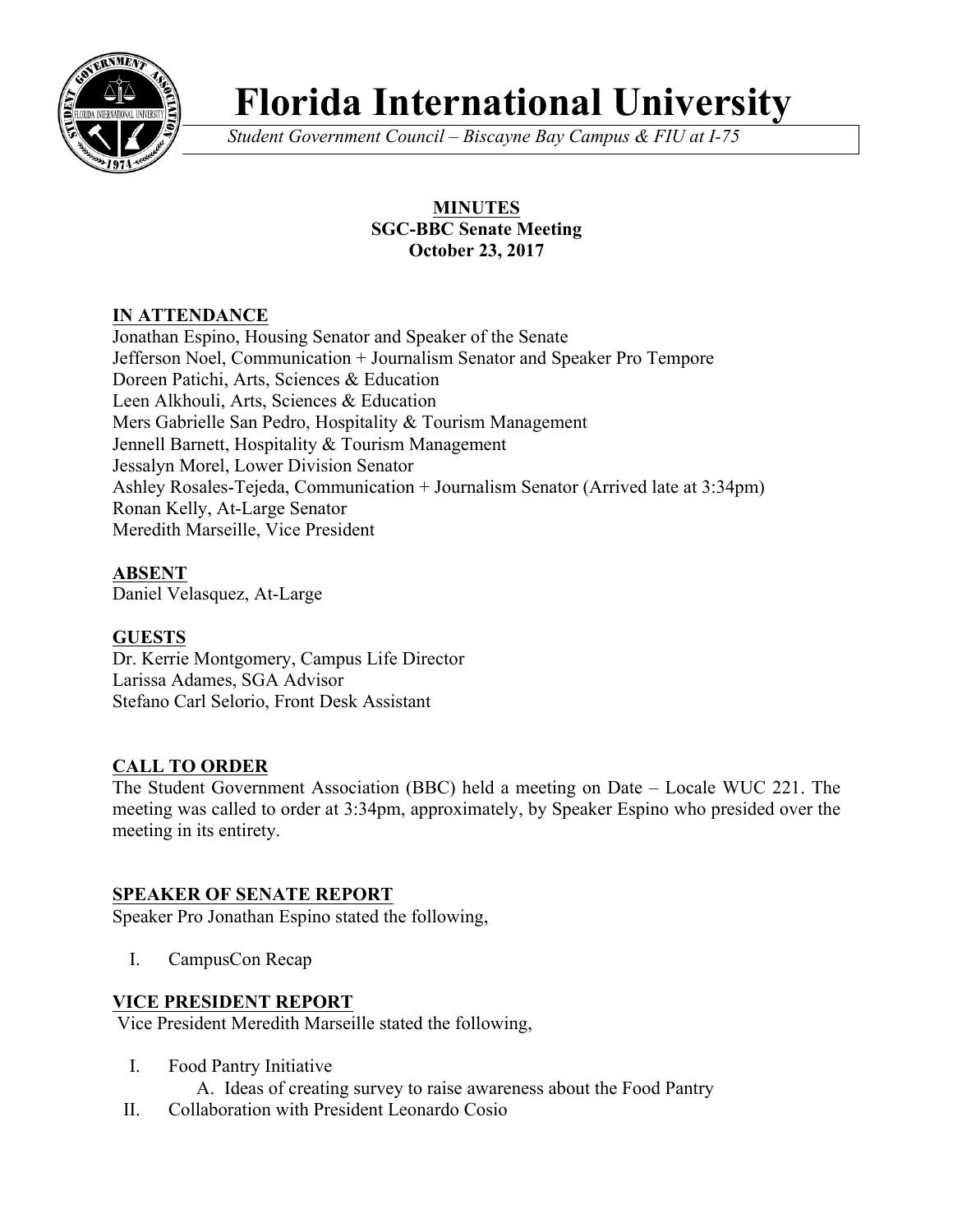# Florida International University

*Student Government Council – Biscayne Bay Campus & FIU at I-75*

**MINUTES**
**SGC-BBC Senate Meeting**
**October 23, 2017**

## IN ATTENDANCE

Jonathan Espino, Housing Senator and Speaker of the Senate
Jefferson Noel, Communication + Journalism Senator and Speaker Pro Tempore
Doreen Patichi, Arts, Sciences & Education
Leen Alkhouli, Arts, Sciences & Education
Mers Gabrielle San Pedro, Hospitality & Tourism Management
Jennell Barnett, Hospitality & Tourism Management
Jessalyn Morel, Lower Division Senator
Ashley Rosales-Tejeda, Communication + Journalism Senator (Arrived late at 3:34pm)
Ronan Kelly, At-Large Senator
Meredith Marseille, Vice President

## ABSENT

Daniel Velasquez, At-Large

## GUESTS

Dr. Kerrie Montgomery, Campus Life Director
Larissa Adames, SGA Advisor
Stefano Carl Selorio, Front Desk Assistant

## CALL TO ORDER

The Student Government Association (BBC) held a meeting on Date – Locale WUC 221. The meeting was called to order at 3:34pm, approximately, by Speaker Espino who presided over the meeting in its entirety.

## SPEAKER OF SENATE REPORT

Speaker Pro Jonathan Espino stated the following,

I. CampusCon Recap

## VICE PRESIDENT REPORT

Vice President Meredith Marseille stated the following,

I. Food Pantry Initiative
   A. Ideas of creating survey to raise awareness about the Food Pantry
II. Collaboration with President Leonardo Cosio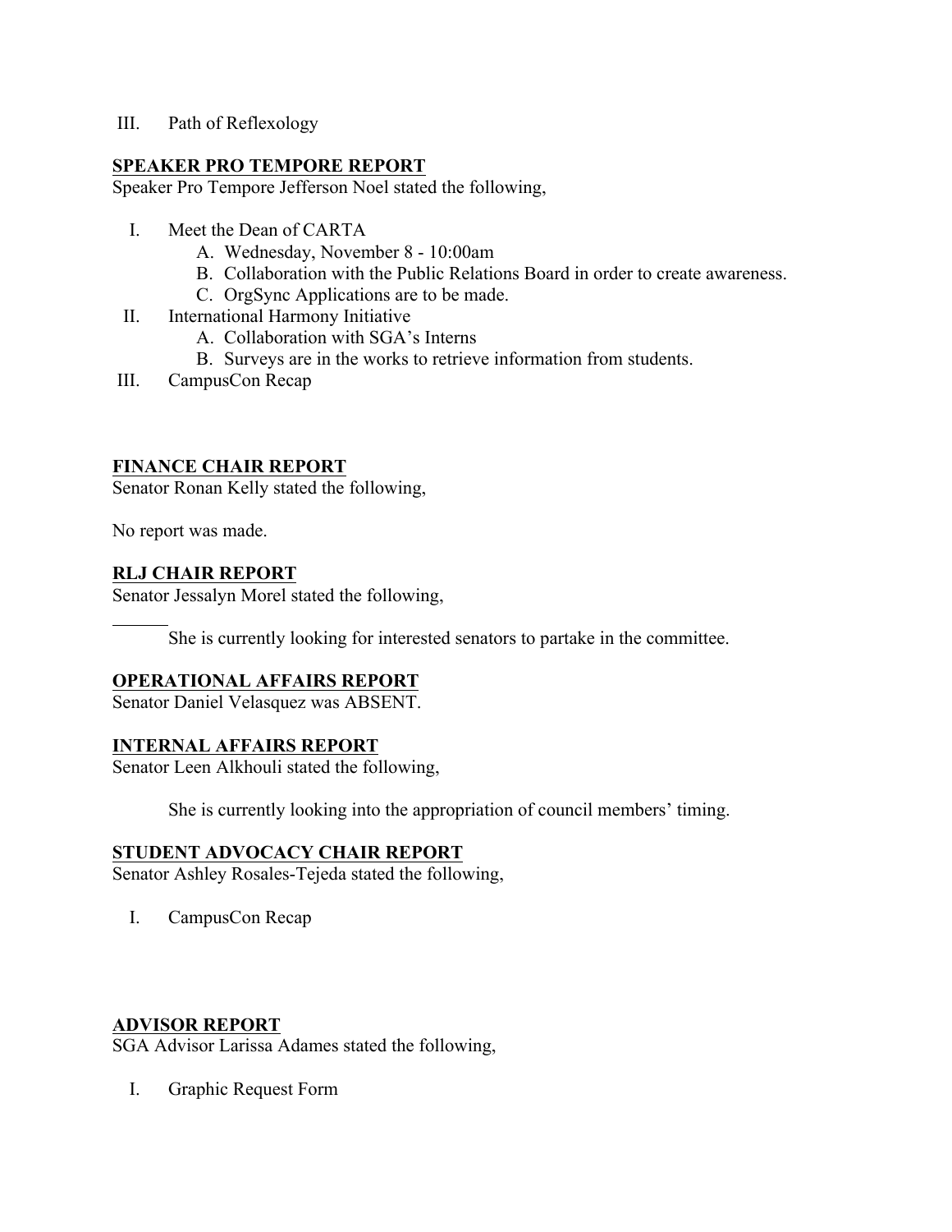III. Path of Reflexology

**SPEAKER PRO TEMPORE REPORT**

Speaker Pro Tempore Jefferson Noel stated the following,

I. Meet the Dean of CARTA
   - A. Wednesday, November 8 - 10:00am
   - B. Collaboration with the Public Relations Board in order to create awareness.
   - C. OrgSync Applications are to be made.

II. International Harmony Initiative
   - A. Collaboration with SGA's Interns
   - B. Surveys are in the works to retrieve information from students.

III. CampusCon Recap

**FINANCE CHAIR REPORT**

Senator Ronan Kelly stated the following,

No report was made.

**RLJ CHAIR REPORT**

Senator Jessalyn Morel stated the following,

She is currently looking for interested senators to partake in the committee.

**OPERATIONAL AFFAIRS REPORT**

Senator Daniel Velasquez was ABSENT.

**INTERNAL AFFAIRS REPORT**

Senator Leen Alkhouli stated the following,

She is currently looking into the appropriation of council members' timing.

**STUDENT ADVOCACY CHAIR REPORT**

Senator Ashley Rosales-Tejeda stated the following,

I. CampusCon Recap

**ADVISOR REPORT**

SGA Advisor Larissa Adames stated the following,

I. Graphic Request Form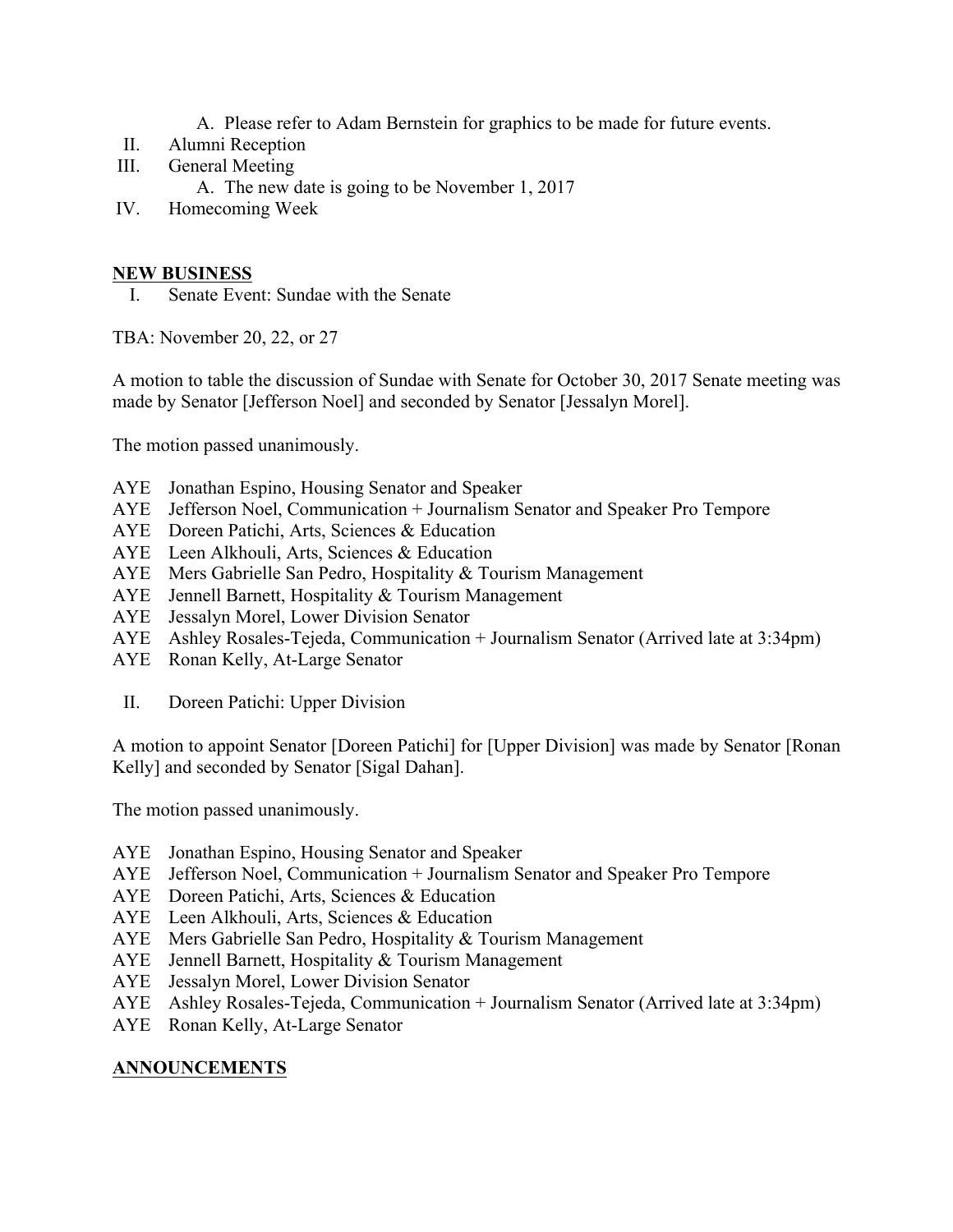A. Please refer to Adam Bernstein for graphics to be made for future events.

II. Alumni Reception

III. General Meeting

   A. The new date is going to be November 1, 2017

IV. Homecoming Week

**NEW BUSINESS**

I. Senate Event: Sundae with the Senate

TBA: November 20, 22, or 27

A motion to table the discussion of Sundae with Senate for October 30, 2017 Senate meeting was made by Senator [Jefferson Noel] and seconded by Senator [Jessalyn Morel].

The motion passed unanimously.

AYE Jonathan Espino, Housing Senator and Speaker
AYE Jefferson Noel, Communication + Journalism Senator and Speaker Pro Tempore
AYE Doreen Patichi, Arts, Sciences & Education
AYE Leen Alkhouli, Arts, Sciences & Education
AYE Mers Gabrielle San Pedro, Hospitality & Tourism Management
AYE Jennell Barnett, Hospitality & Tourism Management
AYE Jessalyn Morel, Lower Division Senator
AYE Ashley Rosales-Tejeda, Communication + Journalism Senator (Arrived late at 3:34pm)
AYE Ronan Kelly, At-Large Senator

II. Doreen Patichi: Upper Division

A motion to appoint Senator [Doreen Patichi] for [Upper Division] was made by Senator [Ronan Kelly] and seconded by Senator [Sigal Dahan].

The motion passed unanimously.

AYE Jonathan Espino, Housing Senator and Speaker
AYE Jefferson Noel, Communication + Journalism Senator and Speaker Pro Tempore
AYE Doreen Patichi, Arts, Sciences & Education
AYE Leen Alkhouli, Arts, Sciences & Education
AYE Mers Gabrielle San Pedro, Hospitality & Tourism Management
AYE Jennell Barnett, Hospitality & Tourism Management
AYE Jessalyn Morel, Lower Division Senator
AYE Ashley Rosales-Tejeda, Communication + Journalism Senator (Arrived late at 3:34pm)
AYE Ronan Kelly, At-Large Senator

**ANNOUNCEMENTS**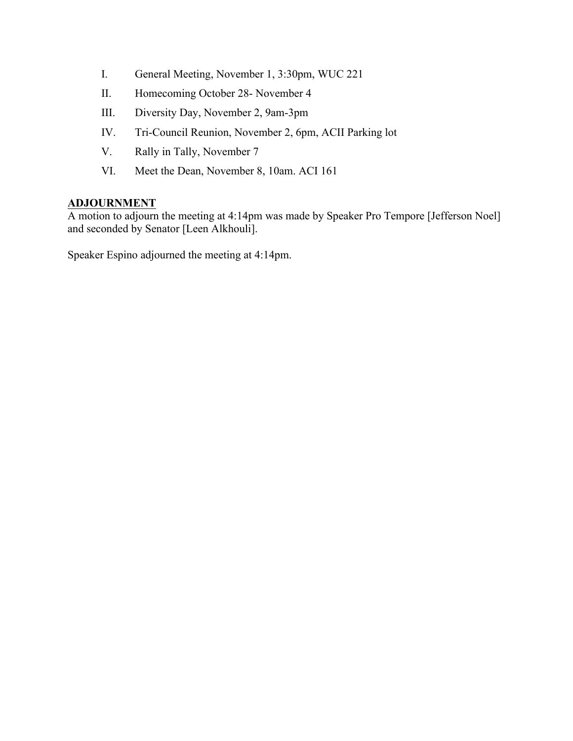I. General Meeting, November 1, 3:30pm, WUC 221

II. Homecoming October 28- November 4

III. Diversity Day, November 2, 9am-3pm

IV. Tri-Council Reunion, November 2, 6pm, ACII Parking lot

V. Rally in Tally, November 7

VI. Meet the Dean, November 8, 10am. ACI 161

**ADJOURNMENT**

A motion to adjourn the meeting at 4:14pm was made by Speaker Pro Tempore [Jefferson Noel] and seconded by Senator [Leen Alkhouli].

Speaker Espino adjourned the meeting at 4:14pm.